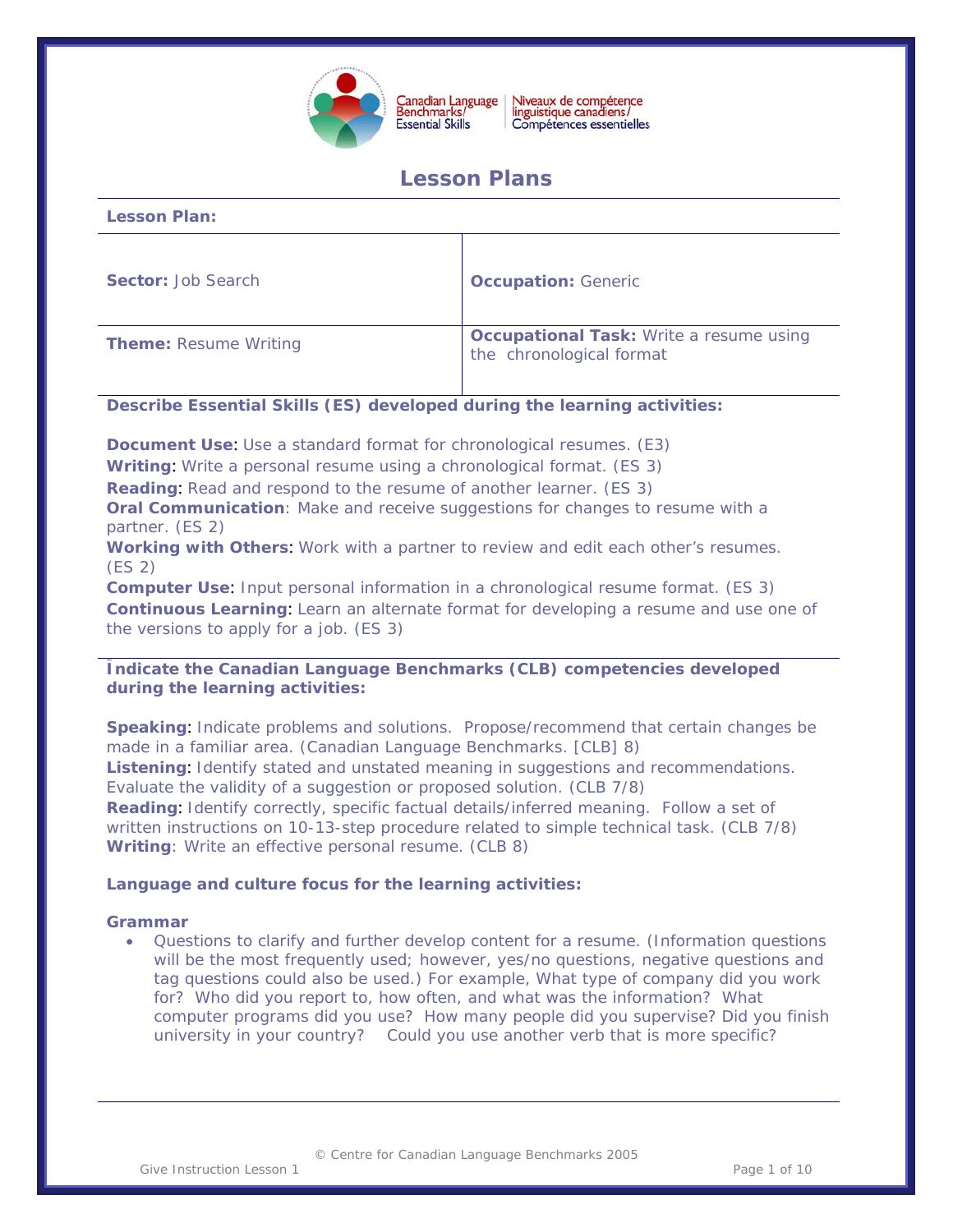Canadian Language Benchmarks/Essential Skills | Niveaux de compétence linguistique canadiens/Compétences essentielles

# Lesson Plans

**Lesson Plan:**

| | |
|---|---|
| **Sector:** Job Search | **Occupation:** Generic |
| **Theme:** Resume Writing | **Occupational Task:** Write a resume using the chronological format |

**Describe Essential Skills (ES) developed during the learning activities:**

**Document Use**: Use a standard format for chronological resumes. (E3)
**Writing**: Write a personal resume using a chronological format. (ES 3)
**Reading**: Read and respond to the resume of another learner. (ES 3)
**Oral Communication**: Make and receive suggestions for changes to resume with a partner. (ES 2)
**Working with Others**: Work with a partner to review and edit each other's resumes. (ES 2)
**Computer Use**: Input personal information in a chronological resume format. (ES 3)
**Continuous Learning**: Learn an alternate format for developing a resume and use one of the versions to apply for a job. (ES 3)

**Indicate the Canadian Language Benchmarks (CLB) competencies developed during the learning activities:**

**Speaking**: Indicate problems and solutions. Propose/recommend that certain changes be made in a familiar area. (Canadian Language Benchmarks. [CLB] 8)
**Listening**: Identify stated and unstated meaning in suggestions and recommendations. Evaluate the validity of a suggestion or proposed solution. (CLB 7/8)
**Reading**: Identify correctly, specific factual details/inferred meaning. Follow a set of written instructions on 10-13-step procedure related to simple technical task. (CLB 7/8)
**Writing**: Write an effective personal resume. (CLB 8)

**Language and culture focus for the learning activities:**

**Grammar**

- Questions to clarify and further develop content for a resume. (Information questions will be the most frequently used; however, yes/no questions, negative questions and tag questions could also be used.) For example, What type of company did you work for? Who did you report to, how often, and what was the information? What computer programs did you use? How many people did you supervise? Did you finish university in your country? Could you use another verb that is more specific?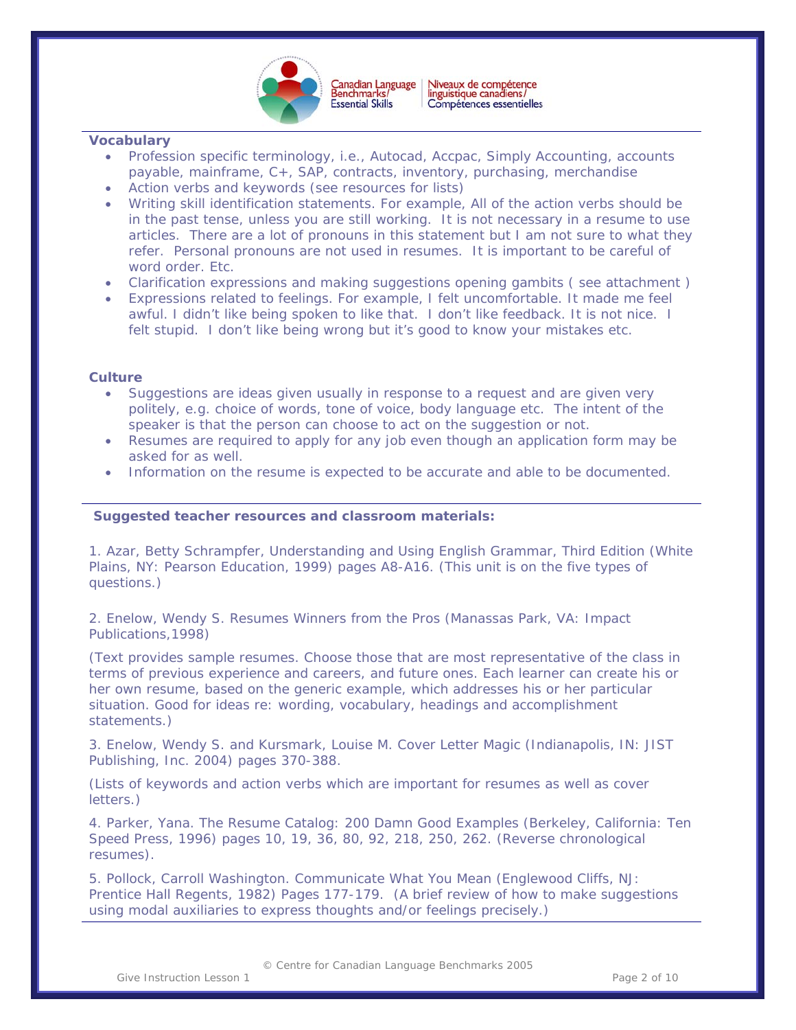### Vocabulary

- Profession specific terminology, i.e., Autocad, Accpac, Simply Accounting, accounts payable, mainframe, C+, SAP, contracts, inventory, purchasing, merchandise
- Action verbs and keywords (see resources for lists)
- Writing skill identification statements. For example, All of the action verbs should be in the past tense, unless you are still working. It is not necessary in a resume to use articles. There are a lot of pronouns in this statement but I am not sure to what they refer. Personal pronouns are not used in resumes. It is important to be careful of word order. Etc.
- Clarification expressions and making suggestions opening gambits ( see attachment )
- Expressions related to feelings. For example, I felt uncomfortable. It made me feel awful. I didn't like being spoken to like that. I don't like feedback. It is not nice. I felt stupid. I don't like being wrong but it's good to know your mistakes etc.

### Culture

- Suggestions are ideas given usually in response to a request and are given very politely, e.g. choice of words, tone of voice, body language etc. The intent of the speaker is that the person can choose to act on the suggestion or not.
- Resumes are required to apply for any job even though an application form may be asked for as well.
- Information on the resume is expected to be accurate and able to be documented.

### Suggested teacher resources and classroom materials:

1. Azar, Betty Schrampfer, Understanding and Using English Grammar, Third Edition (White Plains, NY: Pearson Education, 1999) pages A8-A16. (This unit is on the five types of questions.)

2. Enelow, Wendy S. Resumes Winners from the Pros (Manassas Park, VA: Impact Publications,1998)

(Text provides sample resumes. Choose those that are most representative of the class in terms of previous experience and careers, and future ones. Each learner can create his or her own resume, based on the generic example, which addresses his or her particular situation. Good for ideas re: wording, vocabulary, headings and accomplishment statements.)

3. Enelow, Wendy S. and Kursmark, Louise M. Cover Letter Magic (Indianapolis, IN: JIST Publishing, Inc. 2004) pages 370-388.

(Lists of keywords and action verbs which are important for resumes as well as cover letters.)

4. Parker, Yana. The Resume Catalog: 200 Damn Good Examples (Berkeley, California: Ten Speed Press, 1996) pages 10, 19, 36, 80, 92, 218, 250, 262. (Reverse chronological resumes).

5. Pollock, Carroll Washington. Communicate What You Mean (Englewood Cliffs, NJ: Prentice Hall Regents, 1982) Pages 177-179. (A brief review of how to make suggestions using modal auxiliaries to express thoughts and/or feelings precisely.)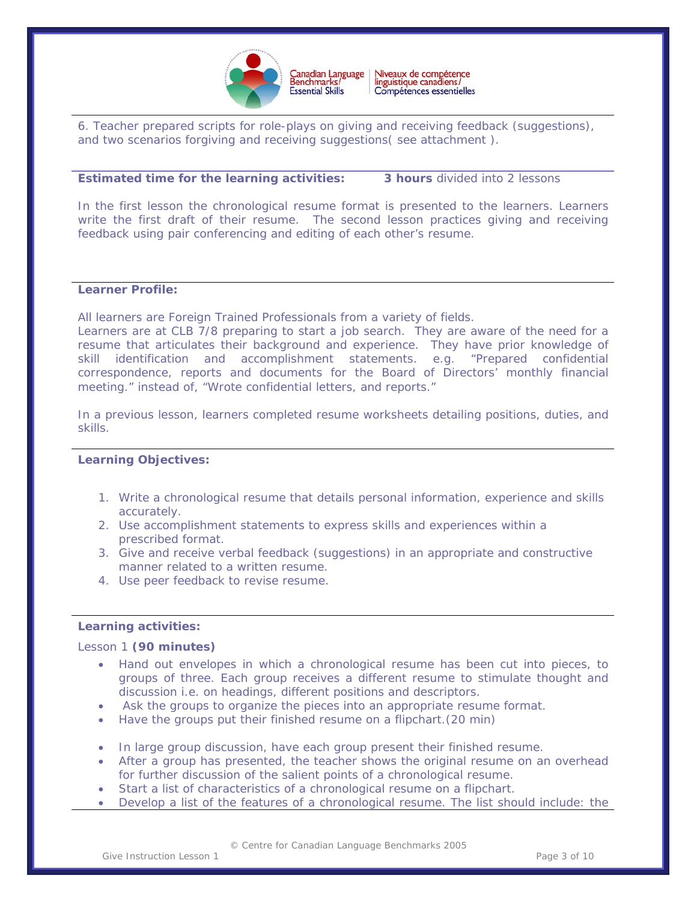6. Teacher prepared scripts for role-plays on giving and receiving feedback (suggestions), and two scenarios forgiving and receiving suggestions( see attachment ).

**Estimated time for the learning activities:** **3 hours** divided into 2 lessons

In the first lesson the chronological resume format is presented to the learners. Learners write the first draft of their resume. The second lesson practices giving and receiving feedback using pair conferencing and editing of each other's resume.

**Learner Profile:**

All learners are Foreign Trained Professionals from a variety of fields.
Learners are at CLB 7/8 preparing to start a job search. They are aware of the need for a resume that articulates their background and experience. They have prior knowledge of skill identification and accomplishment statements. e.g. "Prepared confidential correspondence, reports and documents for the Board of Directors' monthly financial meeting." instead of, "Wrote confidential letters, and reports."

In a previous lesson, learners completed resume worksheets detailing positions, duties, and skills.

**Learning Objectives:**

1. Write a chronological resume that details personal information, experience and skills accurately.
2. Use accomplishment statements to express skills and experiences within a prescribed format.
3. Give and receive verbal feedback (suggestions) in an appropriate and constructive manner related to a written resume.
4. Use peer feedback to revise resume.

**Learning activities:**

Lesson 1 **(90 minutes)**

- Hand out envelopes in which a chronological resume has been cut into pieces, to groups of three. Each group receives a different resume to stimulate thought and discussion i.e. on headings, different positions and descriptors.
- Ask the groups to organize the pieces into an appropriate resume format.
- Have the groups put their finished resume on a flipchart.(20 min)

- In large group discussion, have each group present their finished resume.
- After a group has presented, the teacher shows the original resume on an overhead for further discussion of the salient points of a chronological resume.
- Start a list of characteristics of a chronological resume on a flipchart.
- Develop a list of the features of a chronological resume. The list should include: the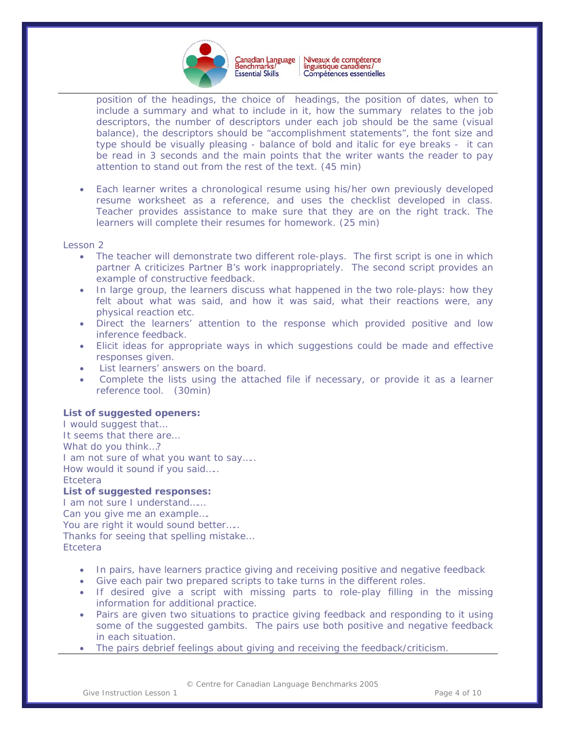position of the headings, the choice of headings, the position of dates, when to include a summary and what to include in it, how the summary relates to the job descriptors, the number of descriptors under each job should be the same (visual balance), the descriptors should be "accomplishment statements", the font size and type should be visually pleasing - balance of bold and italic for eye breaks - it can be read in 3 seconds and the main points that the writer wants the reader to pay attention to stand out from the rest of the text. (45 min)

- Each learner writes a chronological resume using his/her own previously developed resume worksheet as a reference, and uses the checklist developed in class. Teacher provides assistance to make sure that they are on the right track. The learners will complete their resumes for homework. (25 min)

Lesson 2

- The teacher will demonstrate two different role-plays. The first script is one in which partner A criticizes Partner B's work inappropriately. The second script provides an example of constructive feedback.
- In large group, the learners discuss what happened in the two role-plays: how they felt about what was said, and how it was said, what their reactions were, any physical reaction etc.
- Direct the learners' attention to the response which provided positive and low inference feedback.
- Elicit ideas for appropriate ways in which suggestions could be made and effective responses given.
- List learners' answers on the board.
- Complete the lists using the attached file if necessary, or provide it as a learner reference tool. (30min)

**List of suggested openers:**
I would suggest that…
It seems that there are…
What do you think…?
I am not sure of what you want to say…..
How would it sound if you said…..
Etcetera

**List of suggested responses:**
I am not sure I understand……
Can you give me an example….
You are right it would sound better…..
Thanks for seeing that spelling mistake…
Etcetera

- In pairs, have learners practice giving and receiving positive and negative feedback
- Give each pair two prepared scripts to take turns in the different roles.
- If desired give a script with missing parts to role-play filling in the missing information for additional practice.
- Pairs are given two situations to practice giving feedback and responding to it using some of the suggested gambits. The pairs use both positive and negative feedback in each situation.
- The pairs debrief feelings about giving and receiving the feedback/criticism.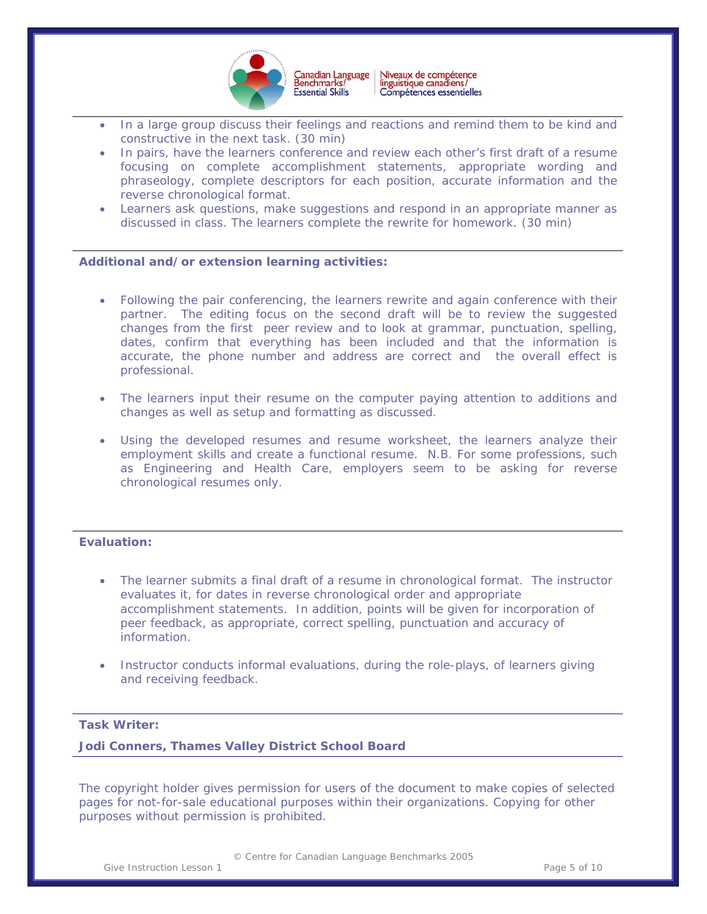- In a large group discuss their feelings and reactions and remind them to be kind and constructive in the next task. (30 min)
- In pairs, have the learners conference and review each other's first draft of a resume focusing on complete accomplishment statements, appropriate wording and phraseology, complete descriptors for each position, accurate information and the reverse chronological format.
- Learners ask questions, make suggestions and respond in an appropriate manner as discussed in class. The learners complete the rewrite for homework. (30 min)

**Additional and/or extension learning activities:**

- Following the pair conferencing, the learners rewrite and again conference with their partner. The editing focus on the second draft will be to review the suggested changes from the first peer review and to look at grammar, punctuation, spelling, dates, confirm that everything has been included and that the information is accurate, the phone number and address are correct and the overall effect is professional.

- The learners input their resume on the computer paying attention to additions and changes as well as setup and formatting as discussed.

- Using the developed resumes and resume worksheet, the learners analyze their employment skills and create a functional resume. N.B. For some professions, such as Engineering and Health Care, employers seem to be asking for reverse chronological resumes only.

**Evaluation:**

- The learner submits a final draft of a resume in chronological format. The instructor evaluates it, for dates in reverse chronological order and appropriate accomplishment statements. In addition, points will be given for incorporation of peer feedback, as appropriate, correct spelling, punctuation and accuracy of information.

- Instructor conducts informal evaluations, during the role-plays, of learners giving and receiving feedback.

**Task Writer:**

**Jodi Conners, Thames Valley District School Board**

The copyright holder gives permission for users of the document to make copies of selected pages for not-for-sale educational purposes within their organizations. Copying for other purposes without permission is prohibited.

© Centre for Canadian Language Benchmarks 2005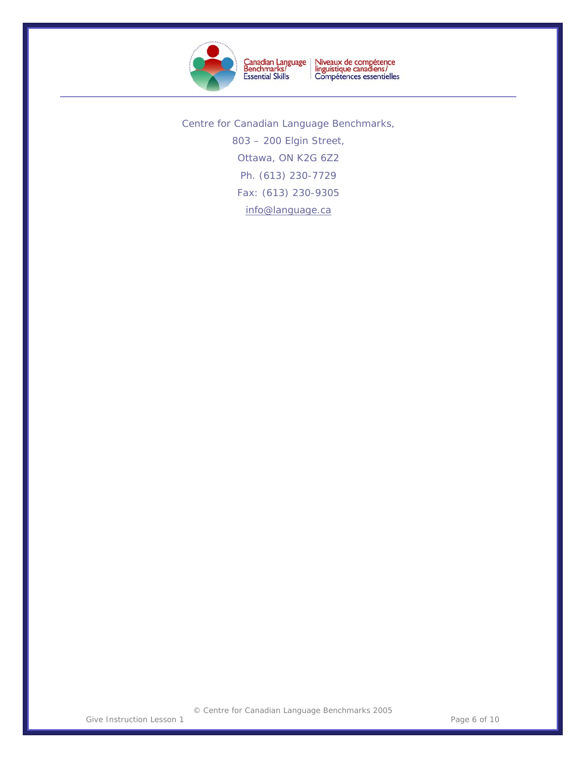Canadian Language Benchmarks/ Essential Skills | Niveaux de compétence linguistique canadiens/ Compétences essentielles

---

Centre for Canadian Language Benchmarks,

803 – 200 Elgin Street,

Ottawa, ON K2G 6Z2

Ph. (613) 230-7729

Fax: (613) 230-9305

info@language.ca

© Centre for Canadian Language Benchmarks 2005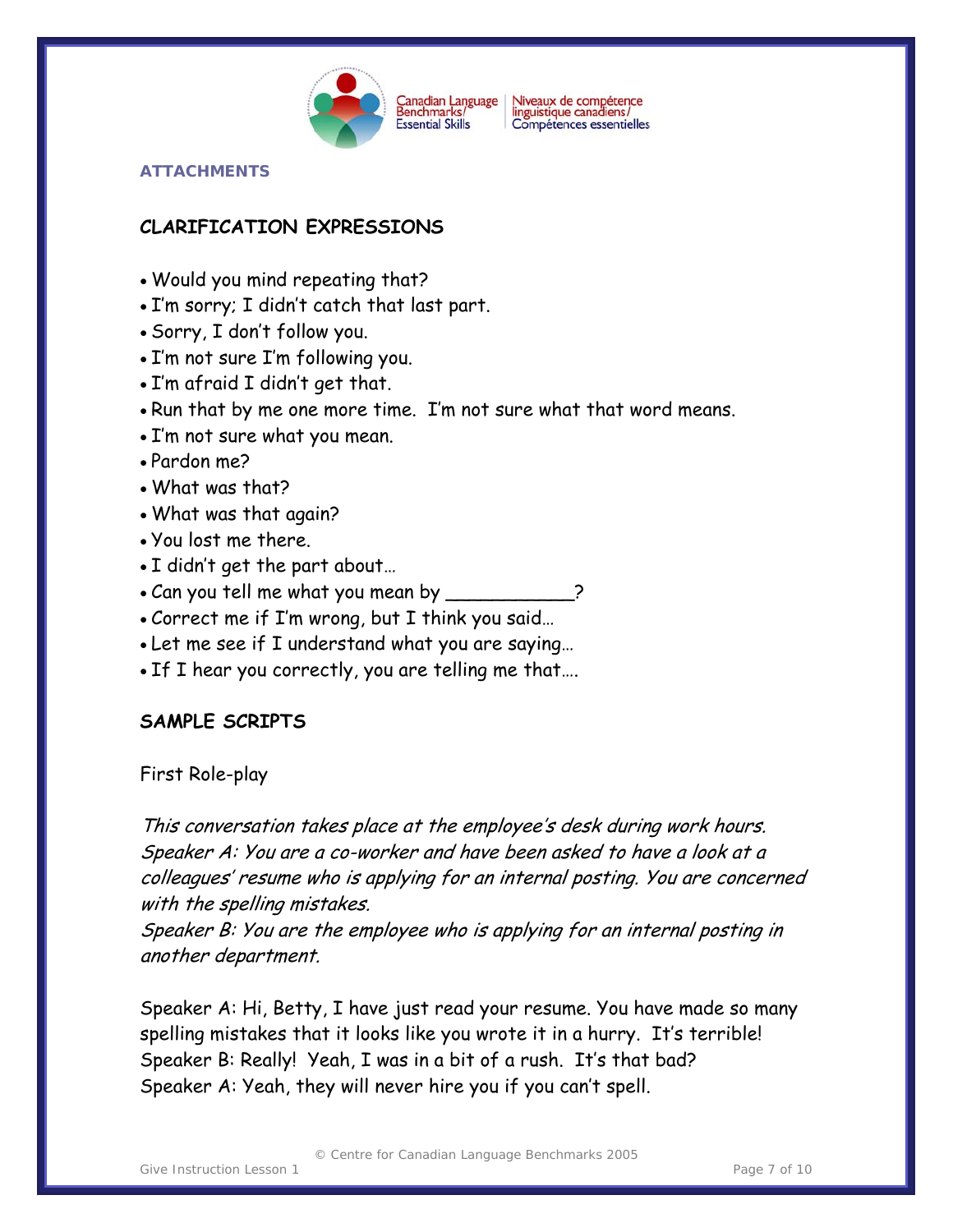**ATTACHMENTS**

## CLARIFICATION EXPRESSIONS

- Would you mind repeating that?
- I'm sorry; I didn't catch that last part.
- Sorry, I don't follow you.
- I'm not sure I'm following you.
- I'm afraid I didn't get that.
- Run that by me one more time. I'm not sure what that word means.
- I'm not sure what you mean.
- Pardon me?
- What was that?
- What was that again?
- You lost me there.
- I didn't get the part about…
- Can you tell me what you mean by ___________?
- Correct me if I'm wrong, but I think you said…
- Let me see if I understand what you are saying…
- If I hear you correctly, you are telling me that….

## SAMPLE SCRIPTS

First Role-play

*This conversation takes place at the employee's desk during work hours.*
*Speaker A: You are a co-worker and have been asked to have a look at a colleagues' resume who is applying for an internal posting. You are concerned with the spelling mistakes.*
*Speaker B: You are the employee who is applying for an internal posting in another department.*

Speaker A: Hi, Betty, I have just read your resume. You have made so many spelling mistakes that it looks like you wrote it in a hurry. It's terrible!
Speaker B: Really! Yeah, I was in a bit of a rush. It's that bad?
Speaker A: Yeah, they will never hire you if you can't spell.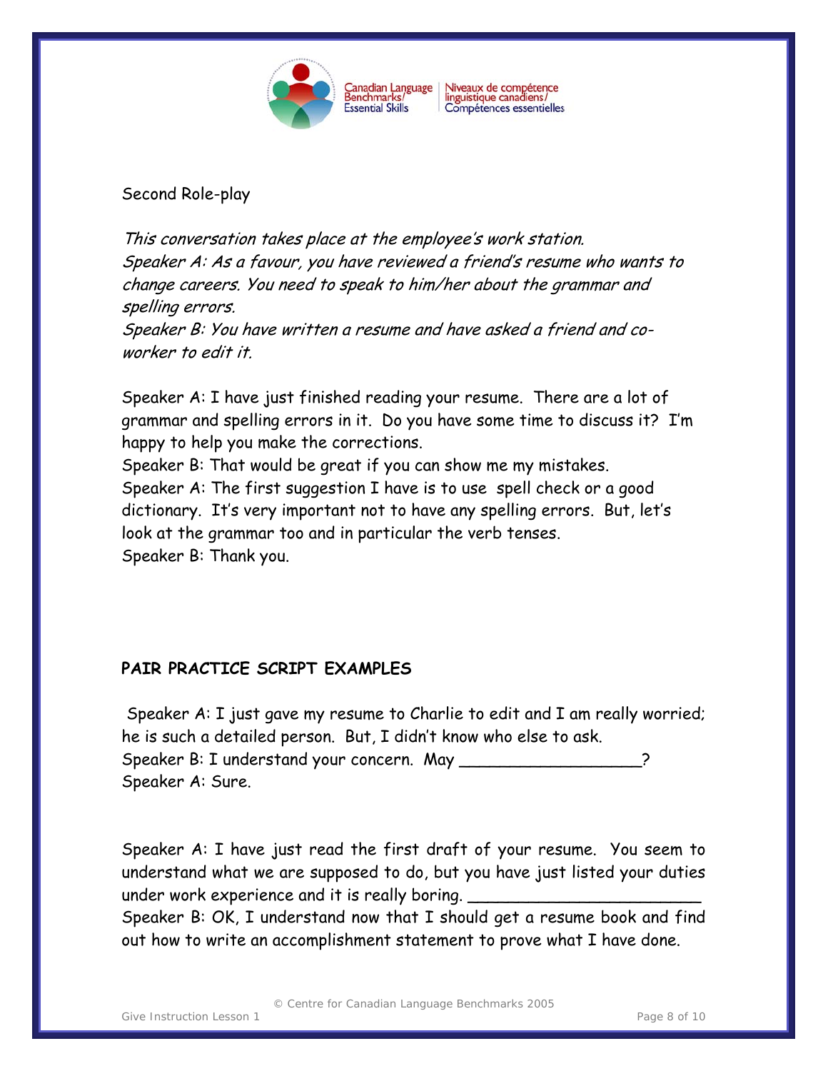Second Role-play

*This conversation takes place at the employee's work station.*
*Speaker A: As a favour, you have reviewed a friend's resume who wants to change careers. You need to speak to him/her about the grammar and spelling errors.*
*Speaker B: You have written a resume and have asked a friend and co-worker to edit it.*

Speaker A: I have just finished reading your resume. There are a lot of grammar and spelling errors in it. Do you have some time to discuss it? I'm happy to help you make the corrections.
Speaker B: That would be great if you can show me my mistakes.
Speaker A: The first suggestion I have is to use spell check or a good dictionary. It's very important not to have any spelling errors. But, let's look at the grammar too and in particular the verb tenses.
Speaker B: Thank you.

**PAIR PRACTICE SCRIPT EXAMPLES**

Speaker A: I just gave my resume to Charlie to edit and I am really worried; he is such a detailed person. But, I didn't know who else to ask.
Speaker B: I understand your concern. May __________________?
Speaker A: Sure.

Speaker A: I have just read the first draft of your resume. You seem to understand what we are supposed to do, but you have just listed your duties under work experience and it is really boring. ________________________
Speaker B: OK, I understand now that I should get a resume book and find out how to write an accomplishment statement to prove what I have done.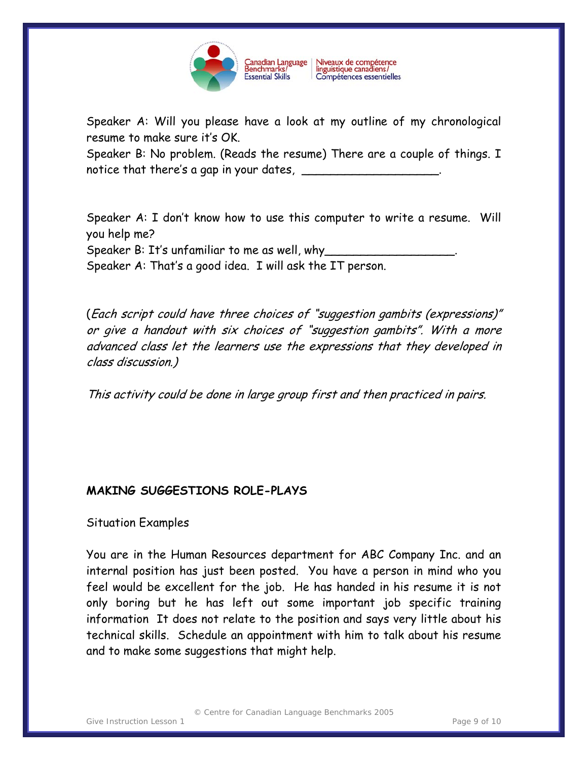Speaker A: Will you please have a look at my outline of my chronological resume to make sure it's OK.

Speaker B: No problem. (Reads the resume) There are a couple of things. I notice that there's a gap in your dates, ___________________.

Speaker A: I don't know how to use this computer to write a resume. Will you help me?

Speaker B: It's unfamiliar to me as well, why__________________.

Speaker A: That's a good idea. I will ask the IT person.

(*Each script could have three choices of "suggestion gambits (expressions)" or give a handout with six choices of "suggestion gambits". With a more advanced class let the learners use the expressions that they developed in class discussion.)*

*This activity could be done in large group first and then practiced in pairs.*

**MAKING SUGGESTIONS ROLE-PLAYS**

Situation Examples

You are in the Human Resources department for ABC Company Inc. and an internal position has just been posted. You have a person in mind who you feel would be excellent for the job. He has handed in his resume it is not only boring but he has left out some important job specific training information It does not relate to the position and says very little about his technical skills. Schedule an appointment with him to talk about his resume and to make some suggestions that might help.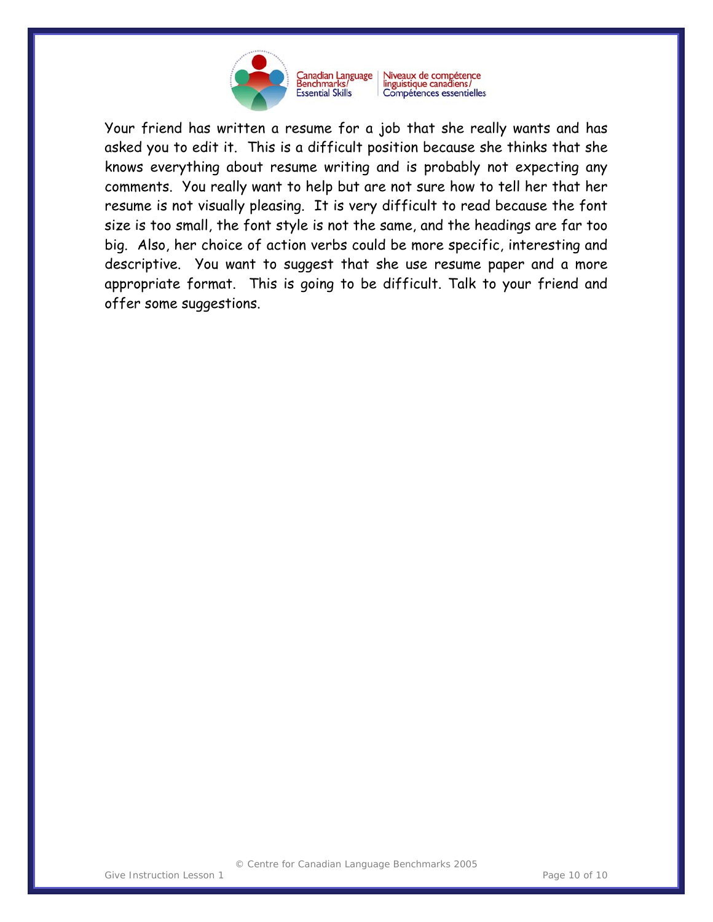Your friend has written a resume for a job that she really wants and has asked you to edit it. This is a difficult position because she thinks that she knows everything about resume writing and is probably not expecting any comments. You really want to help but are not sure how to tell her that her resume is not visually pleasing. It is very difficult to read because the font size is too small, the font style is not the same, and the headings are far too big. Also, her choice of action verbs could be more specific, interesting and descriptive. You want to suggest that she use resume paper and a more appropriate format. This is going to be difficult. Talk to your friend and offer some suggestions.